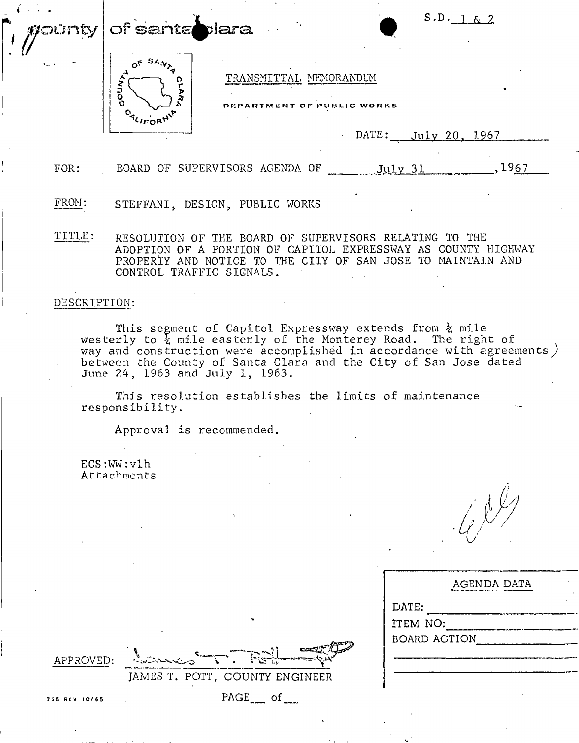county of santa clara

S.D. 1 & 2

TRANSMITTAL MEMORANDUM

DEPARTMENT OF PUBLIC WORKS

DATE: July 20, 1967

FOR: BOARD OF SUPERVISORS AGENDA OF July 31, 1967

FROM: STEFFANI, DESIGN, PUBLIC WORKS

TITLE: RESOLUTION OF THE BOARD OF SUPERVISORS RELATING TO THE ADOPTION OF A PORTION OF CAPITOL EXPRESSWAY AS COUNTY HIGHWAY PROPERTY AND NOTICE TO THE CITY OF SAN JOSE TO MAINTAIN AND CONTROL TRAFFIC SIGNALS.

DESCRIPTION:

This segment of Capitol Expressway extends from ¼ mile westerly to ¼ mile easterly of the Monterey Road. The right of way and construction were accomplished in accordance with agreements between the County of Santa Clara and the City of San Jose dated June 24, 1963 and July 1, 1963.

This resolution establishes the limits of maintenance responsibility.

Approval is recommended.

ECS:WW:vlh
Attachments

| AGENDA DATA |
|---|
| DATE: |
| ITEM NO: |
| BOARD ACTION |

APPROVED: James T. Pott
JAMES T. POTT, COUNTY ENGINEER

755 REV 10/65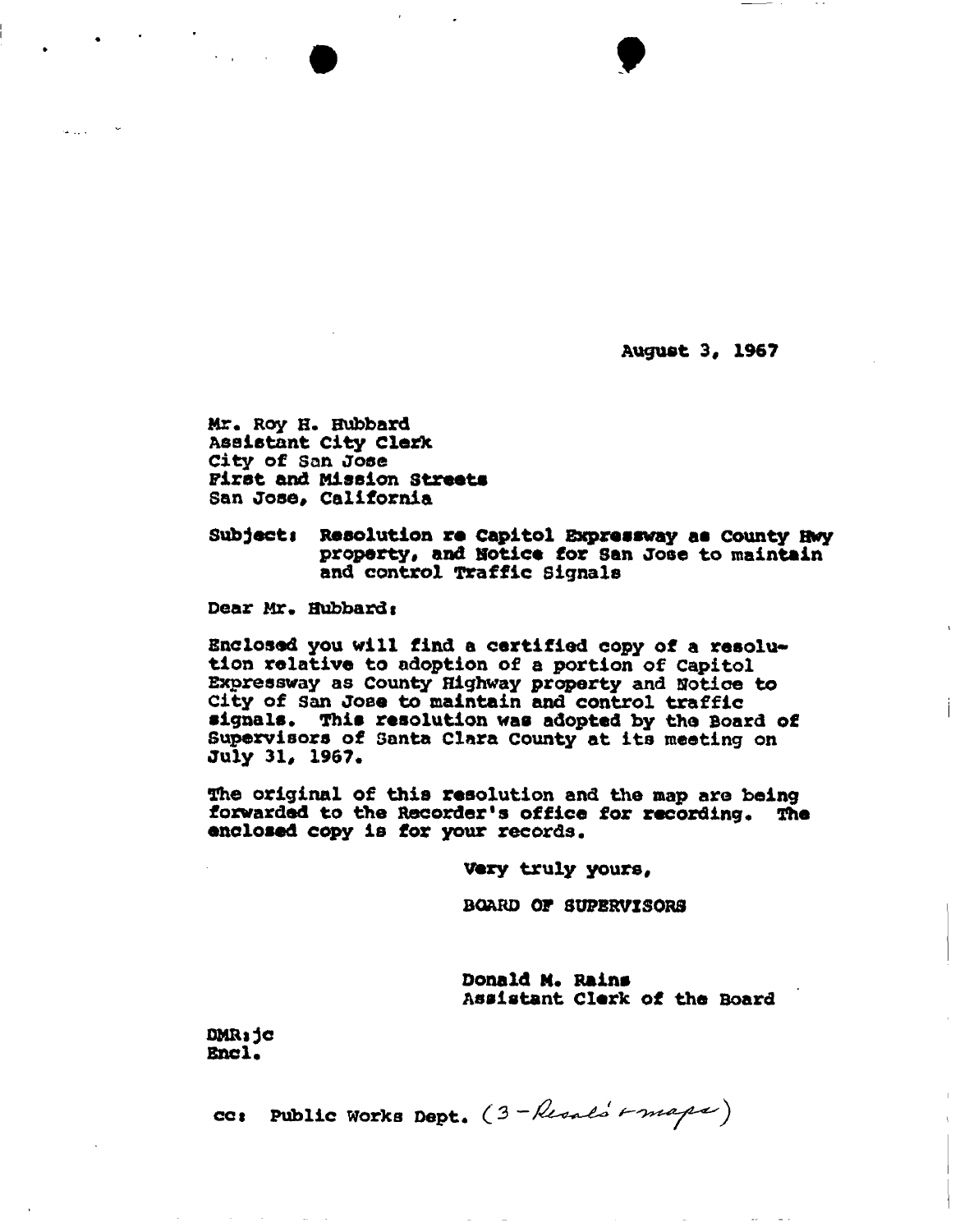August 3, 1967

Mr. Roy H. Hubbard
Assistant City Clerk
City of San Jose
First and Mission Streets
San Jose, California

Subject: Resolution re Capitol Expressway as County Hwy property, and Notice for San Jose to maintain and control Traffic Signals

Dear Mr. Hubbard:

Enclosed you will find a certified copy of a resolution relative to adoption of a portion of Capitol Expressway as County Highway property and Notice to City of San Jose to maintain and control traffic signals. This resolution was adopted by the Board of Supervisors of Santa Clara County at its meeting on July 31, 1967.

The original of this resolution and the map are being forwarded to the Recorder's office for recording. The enclosed copy is for your records.

Very truly yours,

BOARD OF SUPERVISORS

Donald M. Rains
Assistant Clerk of the Board

DMR:jc
Encl.

cc: Public Works Dept. (3 - Resol's + maps)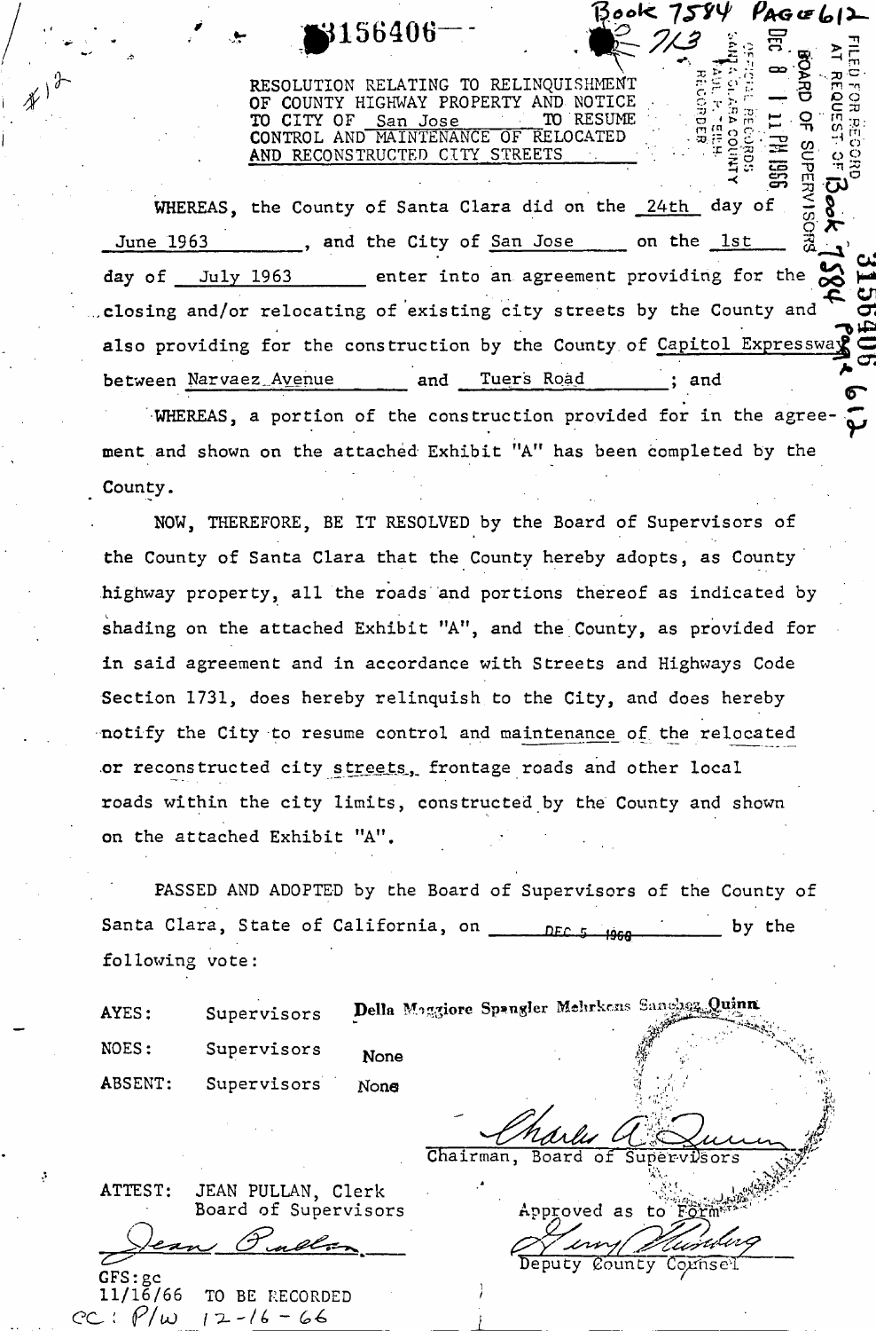#12

3156406

Book 7584 PAGE 612

713

FILED FOR RECORD AT REQUEST OF Book 7584

BOARD OF SUPERVISORS

DEC 8 1 11 PM 1966

OFFICIAL RECORDS SANTA CLARA COUNTY PAUL R. TEILH RECORDER

3156406 Page 612

RESOLUTION RELATING TO RELINQUISHMENT OF COUNTY HIGHWAY PROPERTY AND NOTICE TO CITY OF San Jose TO RESUME CONTROL AND MAINTENANCE OF RELOCATED AND RECONSTRUCTED CITY STREETS

WHEREAS, the County of Santa Clara did on the 24th day of June 1963, and the City of San Jose on the 1st day of July 1963 enter into an agreement providing for the closing and/or relocating of existing city streets by the County and also providing for the construction by the County of Capitol Expressway between Narvaez Avenue and Tuers Road; and

WHEREAS, a portion of the construction provided for in the agreement and shown on the attached Exhibit "A" has been completed by the County.

NOW, THEREFORE, BE IT RESOLVED by the Board of Supervisors of the County of Santa Clara that the County hereby adopts, as County highway property, all the roads and portions thereof as indicated by shading on the attached Exhibit "A", and the County, as provided for in said agreement and in accordance with Streets and Highways Code Section 1731, does hereby relinquish to the City, and does hereby notify the City to resume control and maintenance of the relocated or reconstructed city streets, frontage roads and other local roads within the city limits, constructed by the County and shown on the attached Exhibit "A".

PASSED AND ADOPTED by the Board of Supervisors of the County of Santa Clara, State of California, on DEC 5 1966 by the following vote:

AYES: Supervisors Della Maggiore Spangler Mehrkens Sanchez Quinn

NOES: Supervisors None

ABSENT: Supervisors None

Charles A. Quinn
Chairman, Board of Supervisors

ATTEST: JEAN PULLAN, Clerk
Board of Supervisors

Jean Pullan

Approved as to Form
Deputy County Counsel

GFS:gc
11/16/66 TO BE RECORDED
cc: P/W 12-16-66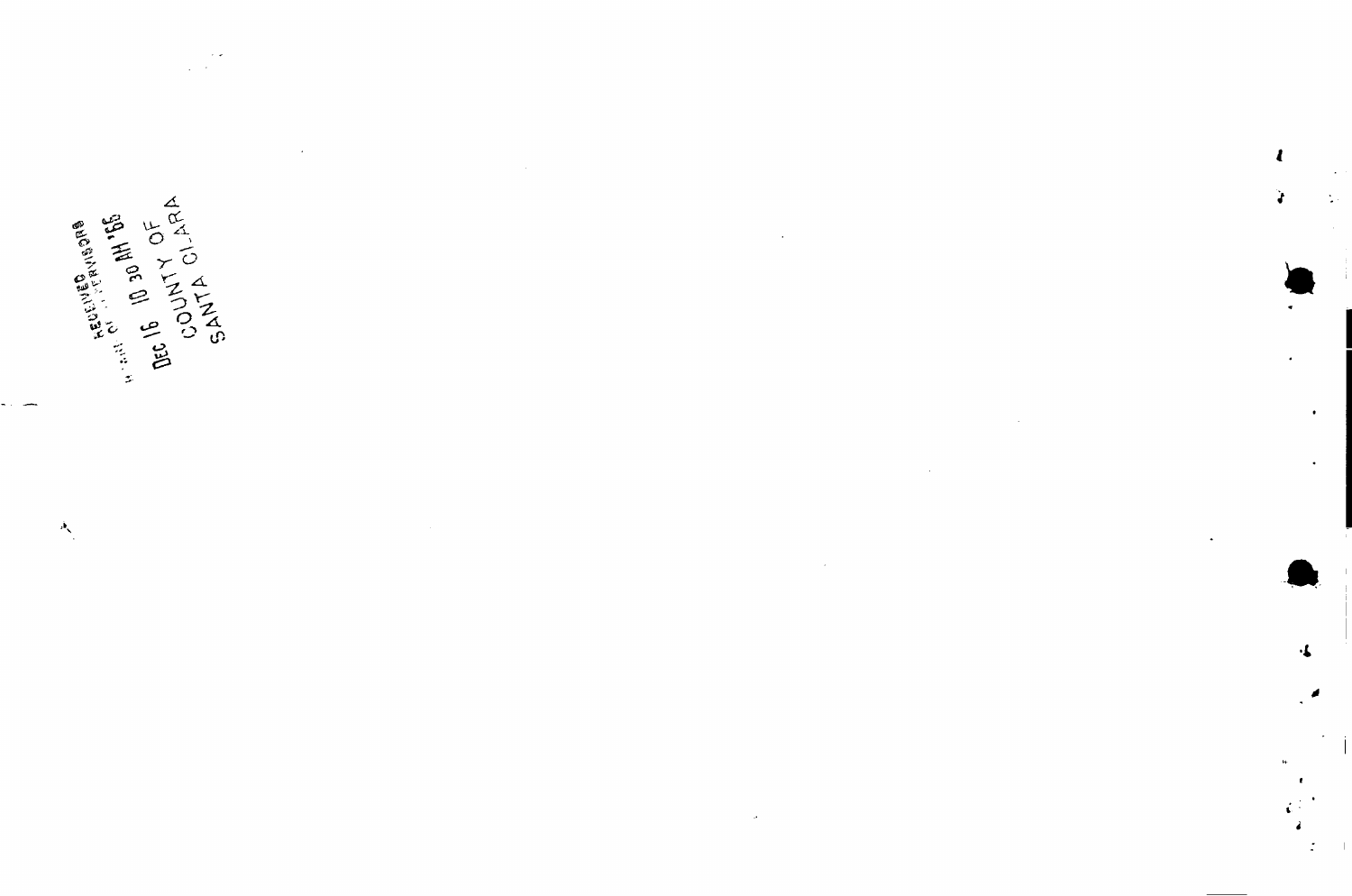RECEIVED
BOARD OF SUPERVISORS

DEC 16 10 30 AM '66

COUNTY OF
SANTA CLARA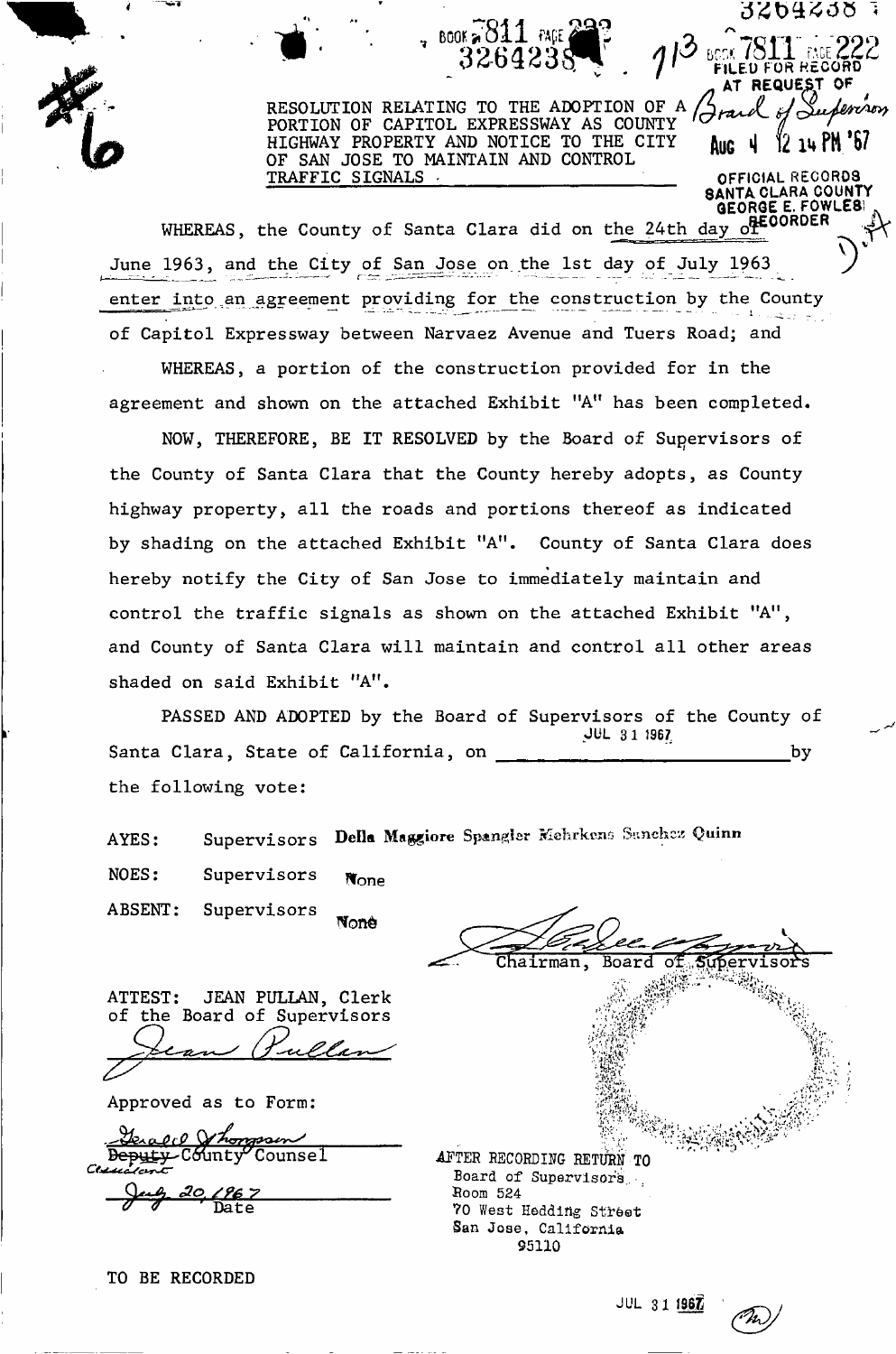BOOK 7811 PAGE 222
3264238

BOOK 7811 PAGE 222
FILED FOR RECORD
AT REQUEST OF
Board of Supervisors
AUG 4 12 14 PM '67
OFFICIAL RECORDS
SANTA CLARA COUNTY
GEORGE E. FOWLES
RECORDER

RESOLUTION RELATING TO THE ADOPTION OF A PORTION OF CAPITOL EXPRESSWAY AS COUNTY HIGHWAY PROPERTY AND NOTICE TO THE CITY OF SAN JOSE TO MAINTAIN AND CONTROL TRAFFIC SIGNALS

WHEREAS, the County of Santa Clara did on the 24th day of June 1963, and the City of San Jose on the 1st day of July 1963 enter into an agreement providing for the construction by the County of Capitol Expressway between Narvaez Avenue and Tuers Road; and

WHEREAS, a portion of the construction provided for in the agreement and shown on the attached Exhibit "A" has been completed.

NOW, THEREFORE, BE IT RESOLVED by the Board of Supervisors of the County of Santa Clara that the County hereby adopts, as County highway property, all the roads and portions thereof as indicated by shading on the attached Exhibit "A". County of Santa Clara does hereby notify the City of San Jose to immediately maintain and control the traffic signals as shown on the attached Exhibit "A", and County of Santa Clara will maintain and control all other areas shaded on said Exhibit "A".

PASSED AND ADOPTED by the Board of Supervisors of the County of Santa Clara, State of California, on JUL 31 1967 by the following vote:

AYES: Supervisors Della Maggiore Spangler Mehrkens Sanchez Quinn

NOES: Supervisors None

ABSENT: Supervisors None

Chairman, Board of Supervisors

ATTEST: JEAN PULLAN, Clerk of the Board of Supervisors

Jean Pullan

Approved as to Form:

Gerald J. Thompson
~~Deputy~~ County Counsel
Assistant

July 20, 1967
Date

AFTER RECORDING RETURN TO
Board of Supervisors
Room 524
70 West Hedding Street
San Jose, California
95110

TO BE RECORDED

JUL 31 1967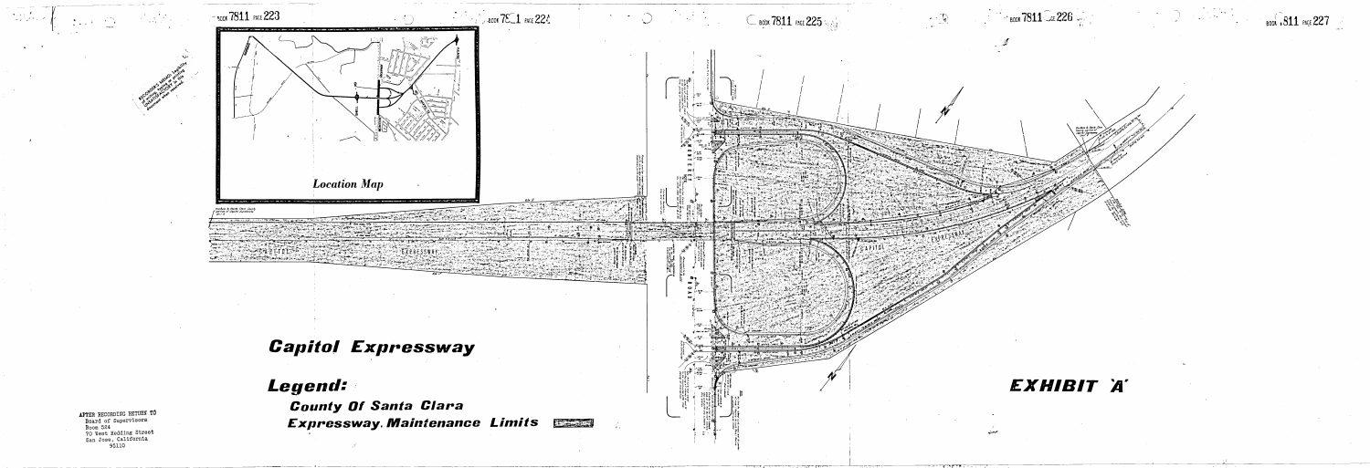BOOK 7811 PAGE 223

BOOK 7811 PAGE 224

BOOK 7811 PAGE 225

BOOK 7811 PAGE 226

BOOK 7811 PAGE 227

Location Map

# Capitol Expressway

**Legend:**

**County Of Santa Clara**
**Expressway Maintenance Limits**

**EXHIBIT 'A'**

AFTER RECORDING RETURN TO
Board of Supervisors
Room 524
70 West Hedding Street
San Jose, California
95110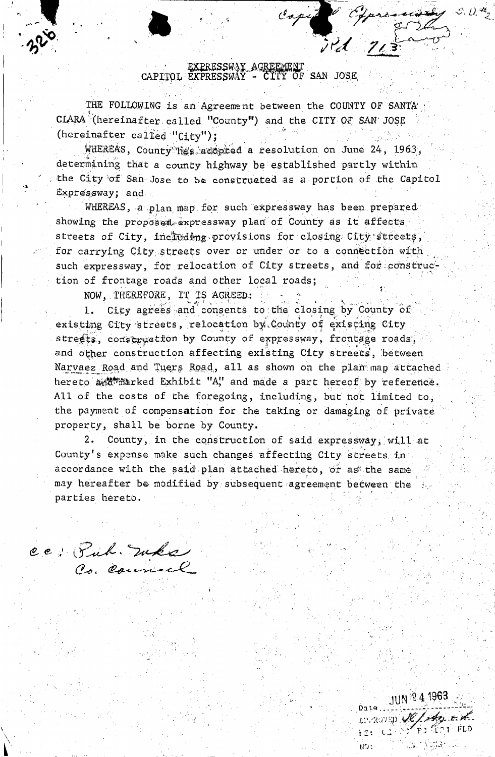# EXPRESSWAY AGREEMENT
## CAPITOL EXPRESSWAY - CITY OF SAN JOSE

THE FOLLOWING is an Agreement between the COUNTY OF SANTA CLARA (hereinafter called "County") and the CITY OF SAN JOSE (hereinafter called "City");

WHEREAS, County has adopted a resolution on June 24, 1963, determining that a county highway be established partly within the City of San Jose to be constructed as a portion of the Capitol Expressway; and

WHEREAS, a plan map for such expressway has been prepared showing the proposed expressway plan of County as it affects streets of City, including provisions for closing City streets, for carrying City streets over or under or to a connection with such expressway, for relocation of City streets, and for construction of frontage roads and other local roads;

NOW, THEREFORE, IT IS AGREED:

1. City agrees and consents to the closing by County of existing City streets, relocation by County of existing City streets, construction by County of expressway, frontage roads, and other construction affecting existing City streets, between Narvaez Road and Tuers Road, all as shown on the plan map attached hereto and marked Exhibit "A," and made a part hereof by reference. All of the costs of the foregoing, including, but not limited to, the payment of compensation for the taking or damaging of private property, shall be borne by County.

2. County, in the construction of said expressway, will at County's expense make such changes affecting City streets in accordance with the said plan attached hereto, or as the same may hereafter be modified by subsequent agreement between the parties hereto.

cc: Pub. Wks
Co. Council

Date JUN 24 1963
APPROVED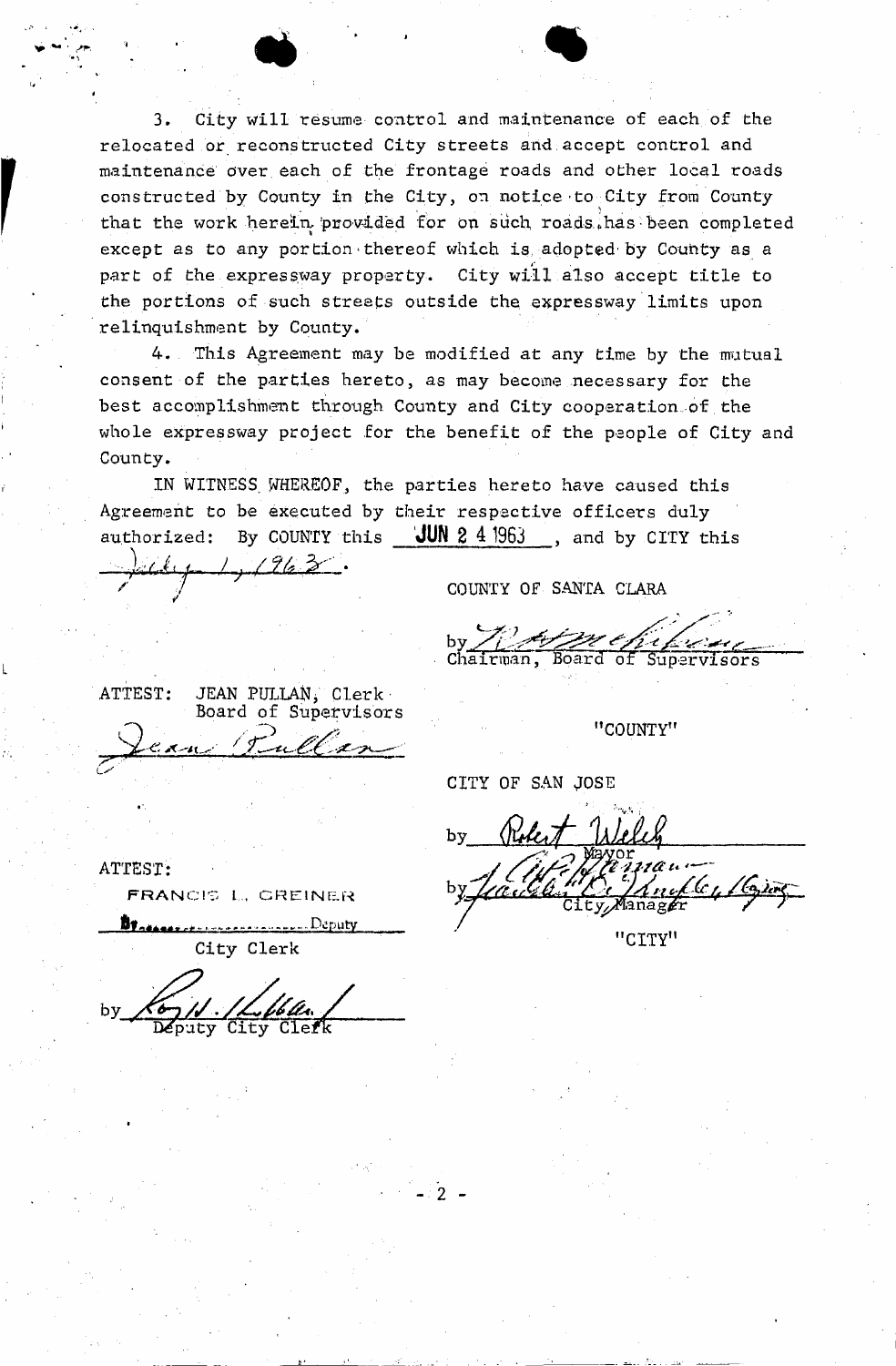3. City will resume control and maintenance of each of the relocated or reconstructed City streets and accept control and maintenance over each of the frontage roads and other local roads constructed by County in the City, on notice to City from County that the work herein provided for on such roads has been completed except as to any portion thereof which is adopted by County as a part of the expressway property. City will also accept title to the portions of such streets outside the expressway limits upon relinquishment by County.

4. This Agreement may be modified at any time by the mutual consent of the parties hereto, as may become necessary for the best accomplishment through County and City cooperation of the whole expressway project for the benefit of the people of City and County.

IN WITNESS WHEREOF, the parties hereto have caused this Agreement to be executed by their respective officers duly authorized: By COUNTY this **JUN 24 1963**, and by CITY this *July 1, 1963*.

COUNTY OF SANTA CLARA

by ______________________
Chairman, Board of Supervisors

ATTEST: JEAN PULLAN, Clerk
Board of Supervisors

*Jean Pullan*

"COUNTY"

CITY OF SAN JOSE

by *Robert Welch*
Mayor

by ______________________
City Manager

"CITY"

ATTEST:

FRANCIS L. GREINER

By ______________ Deputy

City Clerk

by ______________________
Deputy City Clerk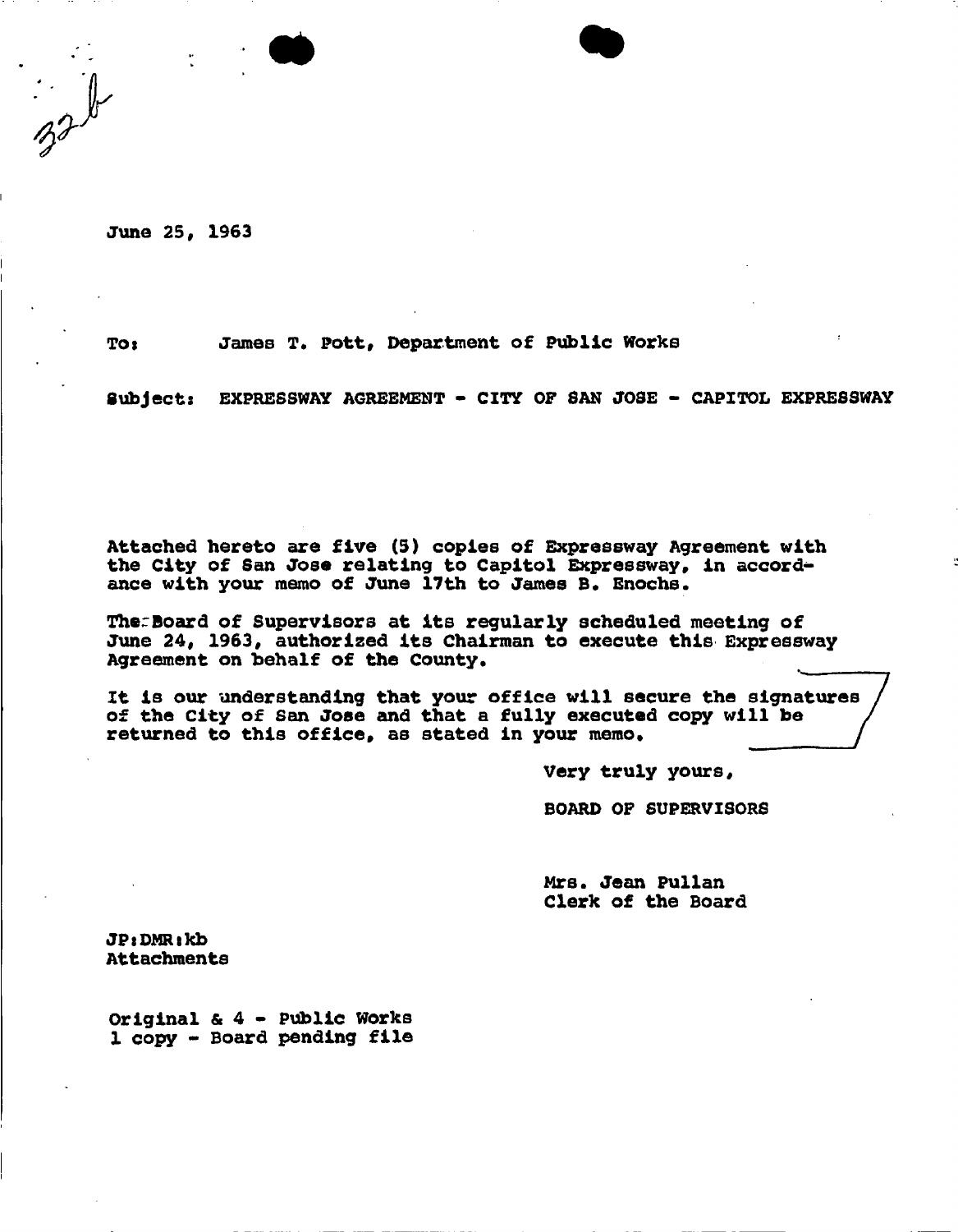32b

June 25, 1963

To: James T. Pott, Department of Public Works

Subject: EXPRESSWAY AGREEMENT - CITY OF SAN JOSE - CAPITOL EXPRESSWAY

Attached hereto are five (5) copies of Expressway Agreement with the City of San Jose relating to Capitol Expressway, in accordance with your memo of June 17th to James B. Enochs.

The Board of Supervisors at its regularly scheduled meeting of June 24, 1963, authorized its Chairman to execute this Expressway Agreement on behalf of the County.

It is our understanding that your office will secure the signatures of the City of San Jose and that a fully executed copy will be returned to this office, as stated in your memo.

Very truly yours,

BOARD OF SUPERVISORS

Mrs. Jean Pullan
Clerk of the Board

JP:DMR:kb
Attachments

Original & 4 - Public Works
1 copy - Board pending file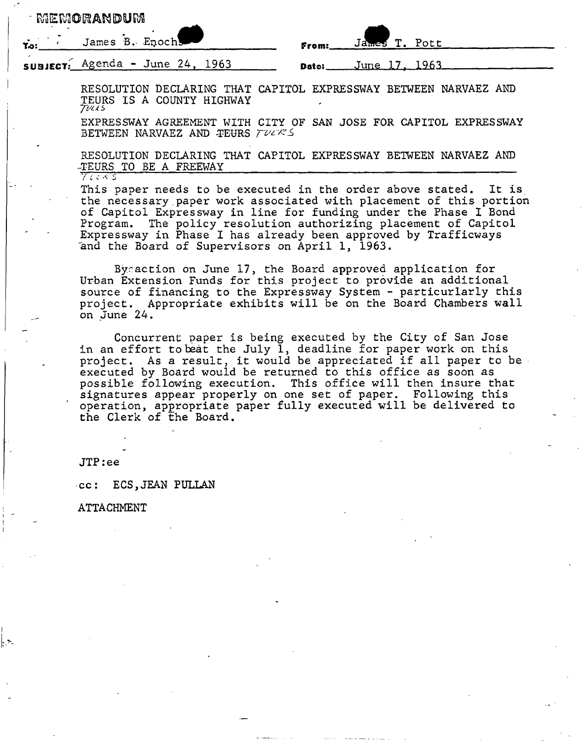# MEMORANDUM

**To:** James B. Enochs  **From:** James T. Pott

**SUBJECT:** Agenda - June 24, 1963  **Date:** June 17, 1963

RESOLUTION DECLARING THAT CAPITOL EXPRESSWAY BETWEEN NARVAEZ AND TEURS IS A COUNTY HIGHWAY
Tuers

EXPRESSWAY AGREEMENT WITH CITY OF SAN JOSE FOR CAPITOL EXPRESSWAY BETWEEN NARVAEZ AND ~~TEURS~~ TUERS

RESOLUTION DECLARING THAT CAPITOL EXPRESSWAY BETWEEN NARVAEZ AND ~~TEURS~~ TO BE A FREEWAY
Tuers

This paper needs to be executed in the order above stated. It is the necessary paper work associated with placement of this portion of Capitol Expressway in line for funding under the Phase I Bond Program. The policy resolution authorizing placement of Capitol Expressway in Phase I has already been approved by Trafficways and the Board of Supervisors on April 1, 1963.

By action on June 17, the Board approved application for Urban Extension Funds for this project to provide an additional source of financing to the Expressway System - particurlarly this project. Appropriate exhibits will be on the Board Chambers wall on June 24.

Concurrent paper is being executed by the City of San Jose in an effort to beat the July 1, deadline for paper work on this project. As a result, it would be appreciated if all paper to be executed by Board would be returned to this office as soon as possible following execution. This office will then insure that signatures appear properly on one set of paper. Following this operation, appropriate paper fully executed will be delivered to the Clerk of the Board.

JTP:ee

cc: ECS, JEAN PULLAN

ATTACHMENT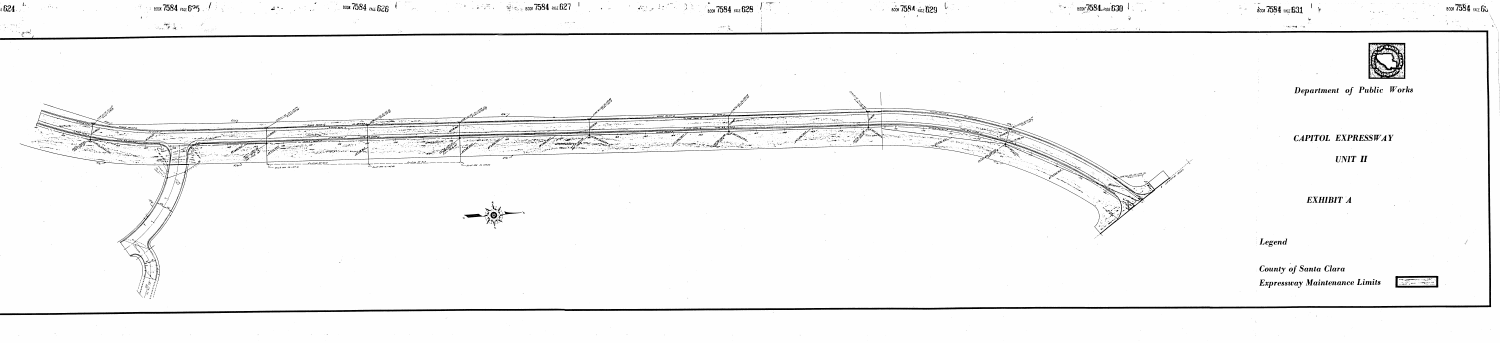Department of Public Works

*CAPITOL EXPRESSWAY*

*UNIT II*

*EXHIBIT A*

*Legend*

*County of Santa Clara*
*Expressway Maintenance Limits*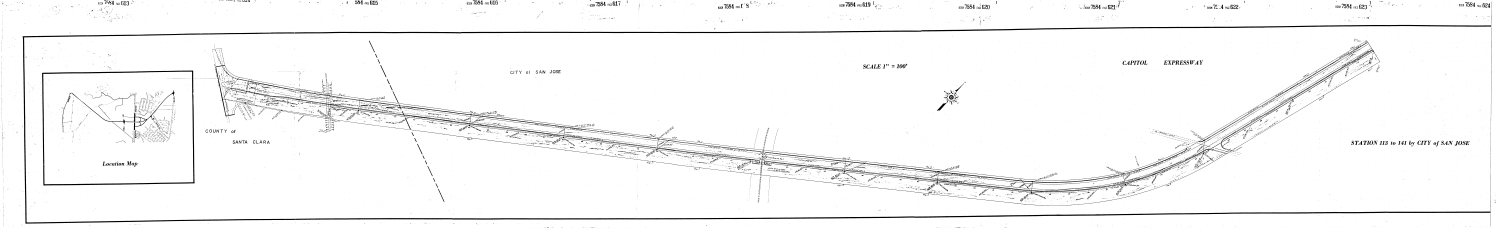Location Map

COUNTY of

SANTA CLARA

CITY of SAN JOSE

SCALE 1" = 100'

CAPITOL EXPRESSWAY

STATION 113 to 141 by CITY of SAN JOSE